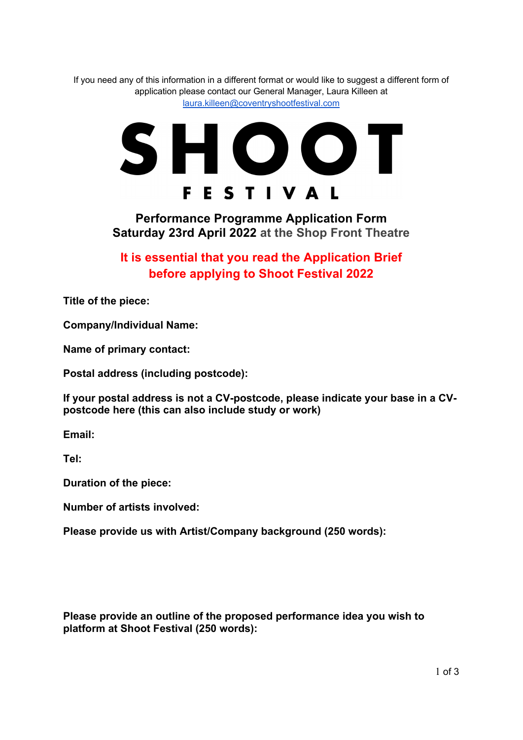If you need any of this information in a different format or would like to suggest a different form of application please contact our General Manager, Laura Killeen at laura.killeen@coventryshootfestival.com

# SHOOT FESTIVAL

## Performance Programme Application Form
## Saturday 23rd April 2022 at the Shop Front Theatre

**It is essential that you read the Application Brief before applying to Shoot Festival 2022**

**Title of the piece:**

**Company/Individual Name:**

**Name of primary contact:**

**Postal address (including postcode):**

**If your postal address is not a CV-postcode, please indicate your base in a CV-postcode here (this can also include study or work)**

**Email:**

**Tel:**

**Duration of the piece:**

**Number of artists involved:**

**Please provide us with Artist/Company background (250 words):**

**Please provide an outline of the proposed performance idea you wish to platform at Shoot Festival (250 words):**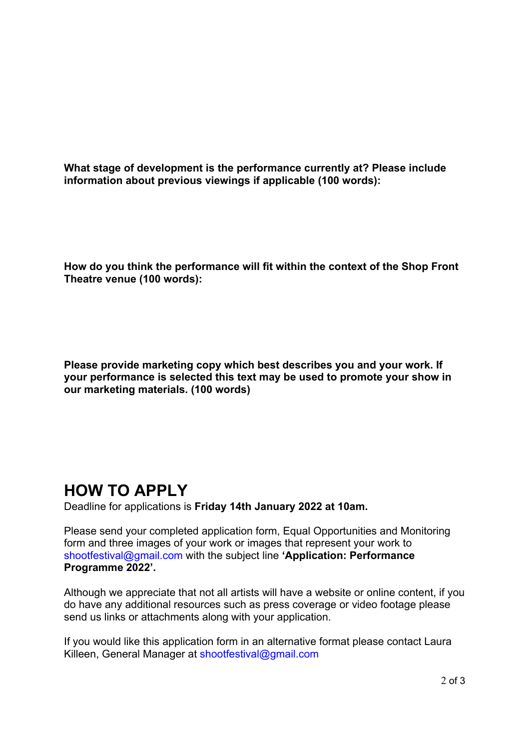**What stage of development is the performance currently at? Please include information about previous viewings if applicable (100 words):**

**How do you think the performance will fit within the context of the Shop Front Theatre venue (100 words):**

**Please provide marketing copy which best describes you and your work. If your performance is selected this text may be used to promote your show in our marketing materials. (100 words)**

# HOW TO APPLY

Deadline for applications is **Friday 14th January 2022 at 10am.**

Please send your completed application form, Equal Opportunities and Monitoring form and three images of your work or images that represent your work to shootfestival@gmail.com with the subject line **'Application: Performance Programme 2022'.**

Although we appreciate that not all artists will have a website or online content, if you do have any additional resources such as press coverage or video footage please send us links or attachments along with your application.

If you would like this application form in an alternative format please contact Laura Killeen, General Manager at shootfestival@gmail.com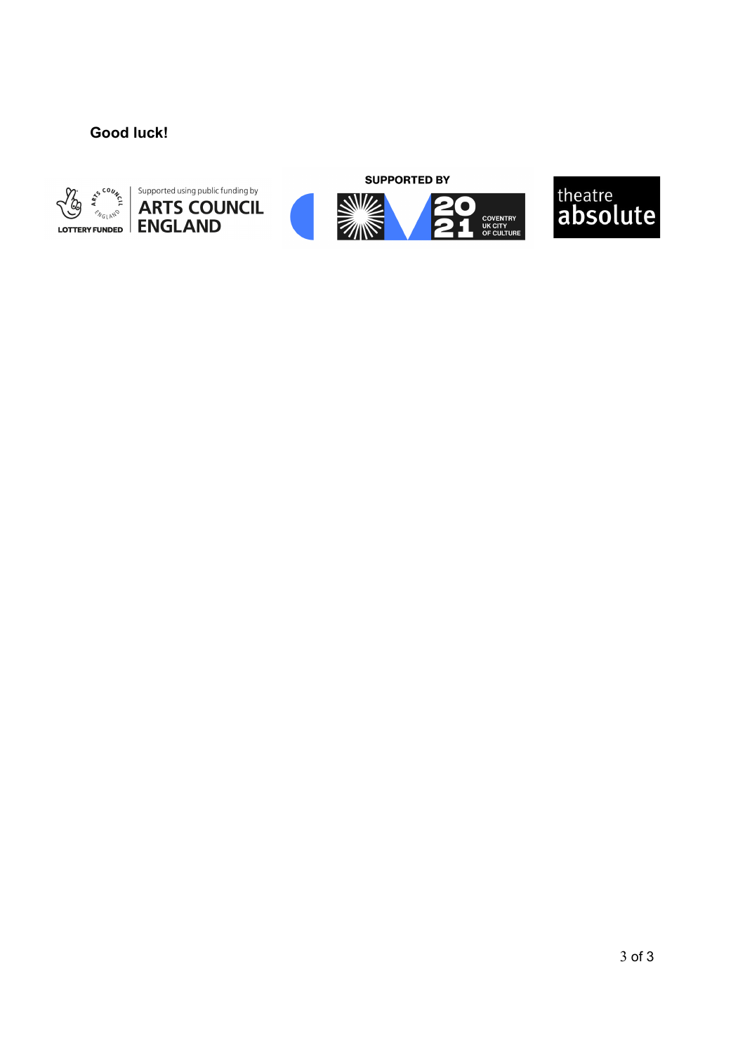**Good luck!**

Supported using public funding by ARTS COUNCIL ENGLAND

LOTTERY FUNDED

SUPPORTED BY

2021 COVENTRY UK CITY OF CULTURE

theatre absolute